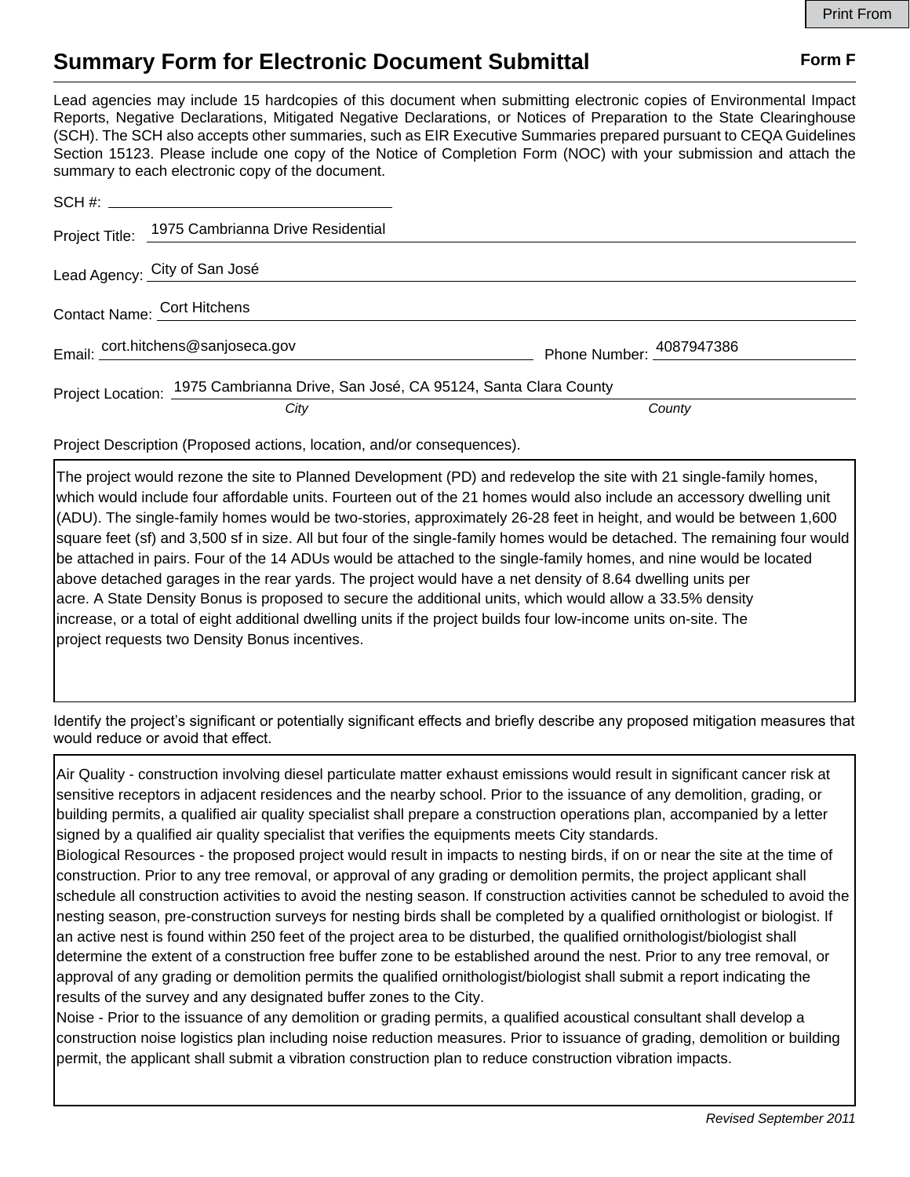Print From

# Summary Form for Electronic Document Submittal

**Form F**

Lead agencies may include 15 hardcopies of this document when submitting electronic copies of Environmental Impact Reports, Negative Declarations, Mitigated Negative Declarations, or Notices of Preparation to the State Clearinghouse (SCH). The SCH also accepts other summaries, such as EIR Executive Summaries prepared pursuant to CEQA Guidelines Section 15123. Please include one copy of the Notice of Completion Form (NOC) with your submission and attach the summary to each electronic copy of the document.

SCH #: ______________________

Project Title: 1975 Cambrianna Drive Residential

Lead Agency: City of San José

Contact Name: Cort Hitchens

Email: cort.hitchens@sanjoseca.gov

Phone Number: 4087947386

Project Location: 1975 Cambrianna Drive, San José, CA 95124, Santa Clara County

*City* *County*

Project Description (Proposed actions, location, and/or consequences).

The project would rezone the site to Planned Development (PD) and redevelop the site with 21 single-family homes, which would include four affordable units. Fourteen out of the 21 homes would also include an accessory dwelling unit (ADU). The single-family homes would be two-stories, approximately 26-28 feet in height, and would be between 1,600 square feet (sf) and 3,500 sf in size. All but four of the single-family homes would be detached. The remaining four would be attached in pairs. Four of the 14 ADUs would be attached to the single-family homes, and nine would be located above detached garages in the rear yards. The project would have a net density of 8.64 dwelling units per acre. A State Density Bonus is proposed to secure the additional units, which would allow a 33.5% density increase, or a total of eight additional dwelling units if the project builds four low-income units on-site. The project requests two Density Bonus incentives.

Identify the project's significant or potentially significant effects and briefly describe any proposed mitigation measures that would reduce or avoid that effect.

Air Quality - construction involving diesel particulate matter exhaust emissions would result in significant cancer risk at sensitive receptors in adjacent residences and the nearby school. Prior to the issuance of any demolition, grading, or building permits, a qualified air quality specialist shall prepare a construction operations plan, accompanied by a letter signed by a qualified air quality specialist that verifies the equipments meets City standards.

Biological Resources - the proposed project would result in impacts to nesting birds, if on or near the site at the time of construction. Prior to any tree removal, or approval of any grading or demolition permits, the project applicant shall schedule all construction activities to avoid the nesting season. If construction activities cannot be scheduled to avoid the nesting season, pre-construction surveys for nesting birds shall be completed by a qualified ornithologist or biologist. If an active nest is found within 250 feet of the project area to be disturbed, the qualified ornithologist/biologist shall determine the extent of a construction free buffer zone to be established around the nest. Prior to any tree removal, or approval of any grading or demolition permits the qualified ornithologist/biologist shall submit a report indicating the results of the survey and any designated buffer zones to the City.

Noise - Prior to the issuance of any demolition or grading permits, a qualified acoustical consultant shall develop a construction noise logistics plan including noise reduction measures. Prior to issuance of grading, demolition or building permit, the applicant shall submit a vibration construction plan to reduce construction vibration impacts.

*Revised September 2011*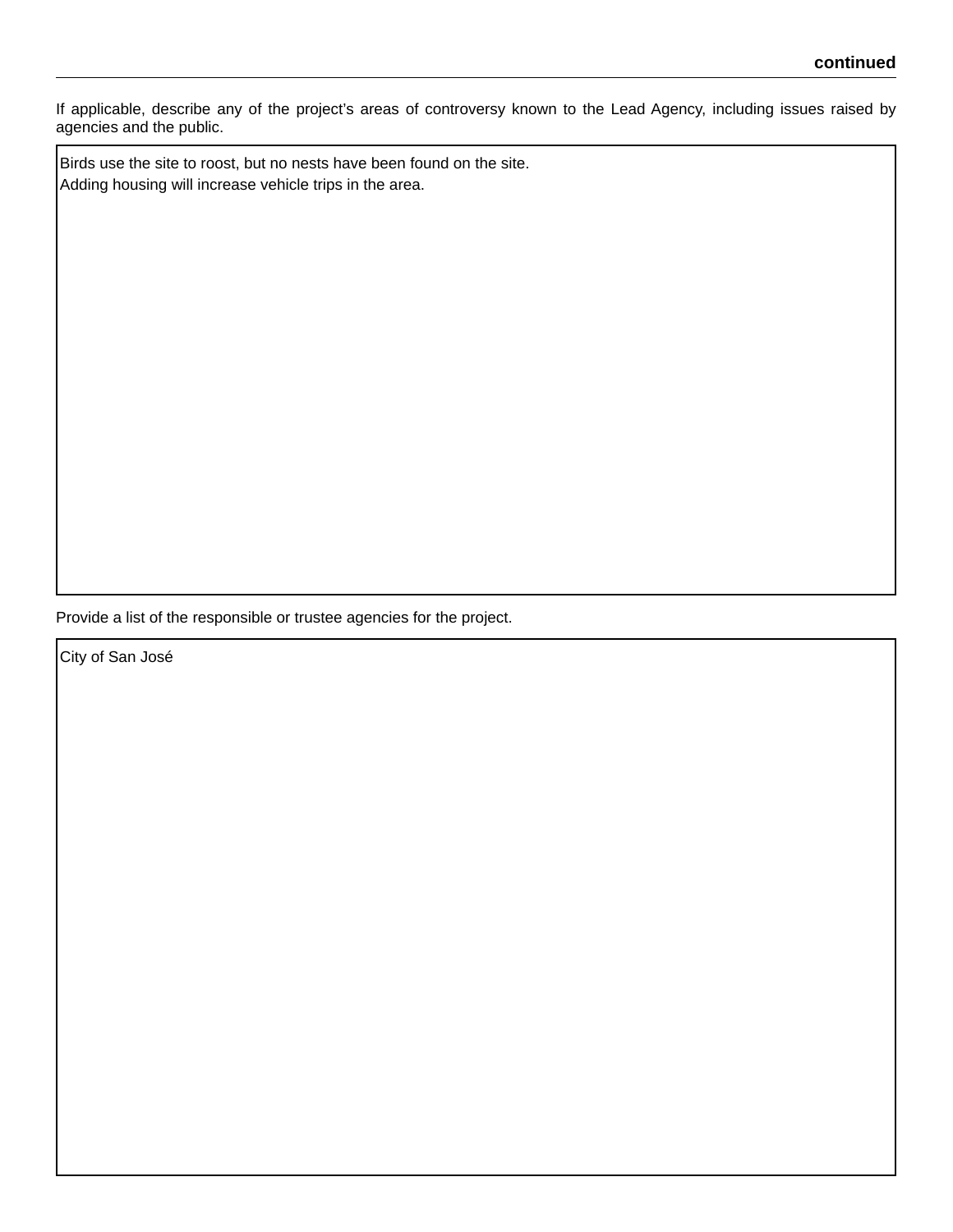If applicable, describe any of the project's areas of controversy known to the Lead Agency, including issues raised by agencies and the public.

Birds use the site to roost, but no nests have been found on the site.
Adding housing will increase vehicle trips in the area.

Provide a list of the responsible or trustee agencies for the project.

City of San José